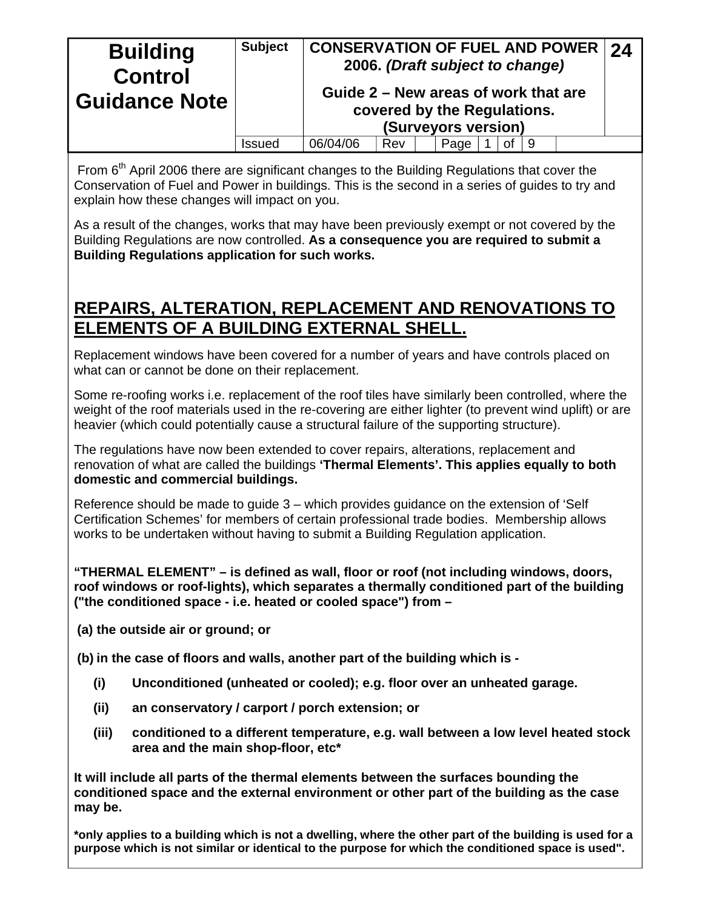| Building Control Guidance Note | Subject | **CONSERVATION OF FUEL AND POWER 2006.** ***(Draft subject to change)*** **Guide 2 – New areas of work that are covered by the Regulations. (Surveyors version)** | **24** |
|---|---|---|---|
| | Issued | 06/04/06 Rev | |

From 6th April 2006 there are significant changes to the Building Regulations that cover the Conservation of Fuel and Power in buildings. This is the second in a series of guides to try and explain how these changes will impact on you.

As a result of the changes, works that may have been previously exempt or not covered by the Building Regulations are now controlled. **As a consequence you are required to submit a Building Regulations application for such works.**

## REPAIRS, ALTERATION, REPLACEMENT AND RENOVATIONS TO ELEMENTS OF A BUILDING EXTERNAL SHELL.

Replacement windows have been covered for a number of years and have controls placed on what can or cannot be done on their replacement.

Some re-roofing works i.e. replacement of the roof tiles have similarly been controlled, where the weight of the roof materials used in the re-covering are either lighter (to prevent wind uplift) or are heavier (which could potentially cause a structural failure of the supporting structure).

The regulations have now been extended to cover repairs, alterations, replacement and renovation of what are called the buildings **'Thermal Elements'. This applies equally to both domestic and commercial buildings.**

Reference should be made to guide 3 – which provides guidance on the extension of 'Self Certification Schemes' for members of certain professional trade bodies. Membership allows works to be undertaken without having to submit a Building Regulation application.

**"THERMAL ELEMENT" – is defined as wall, floor or roof (not including windows, doors, roof windows or roof-lights), which separates a thermally conditioned part of the building ("the conditioned space - i.e. heated or cooled space") from –**

**(a) the outside air or ground; or**

**(b) in the case of floors and walls, another part of the building which is -**

- **(i) Unconditioned (unheated or cooled); e.g. floor over an unheated garage.**
- **(ii) an conservatory / carport / porch extension; or**
- **(iii) conditioned to a different temperature, e.g. wall between a low level heated stock area and the main shop-floor, etc***

**It will include all parts of the thermal elements between the surfaces bounding the conditioned space and the external environment or other part of the building as the case may be.**

***only applies to a building which is not a dwelling, where the other part of the building is used for a purpose which is not similar or identical to the purpose for which the conditioned space is used".**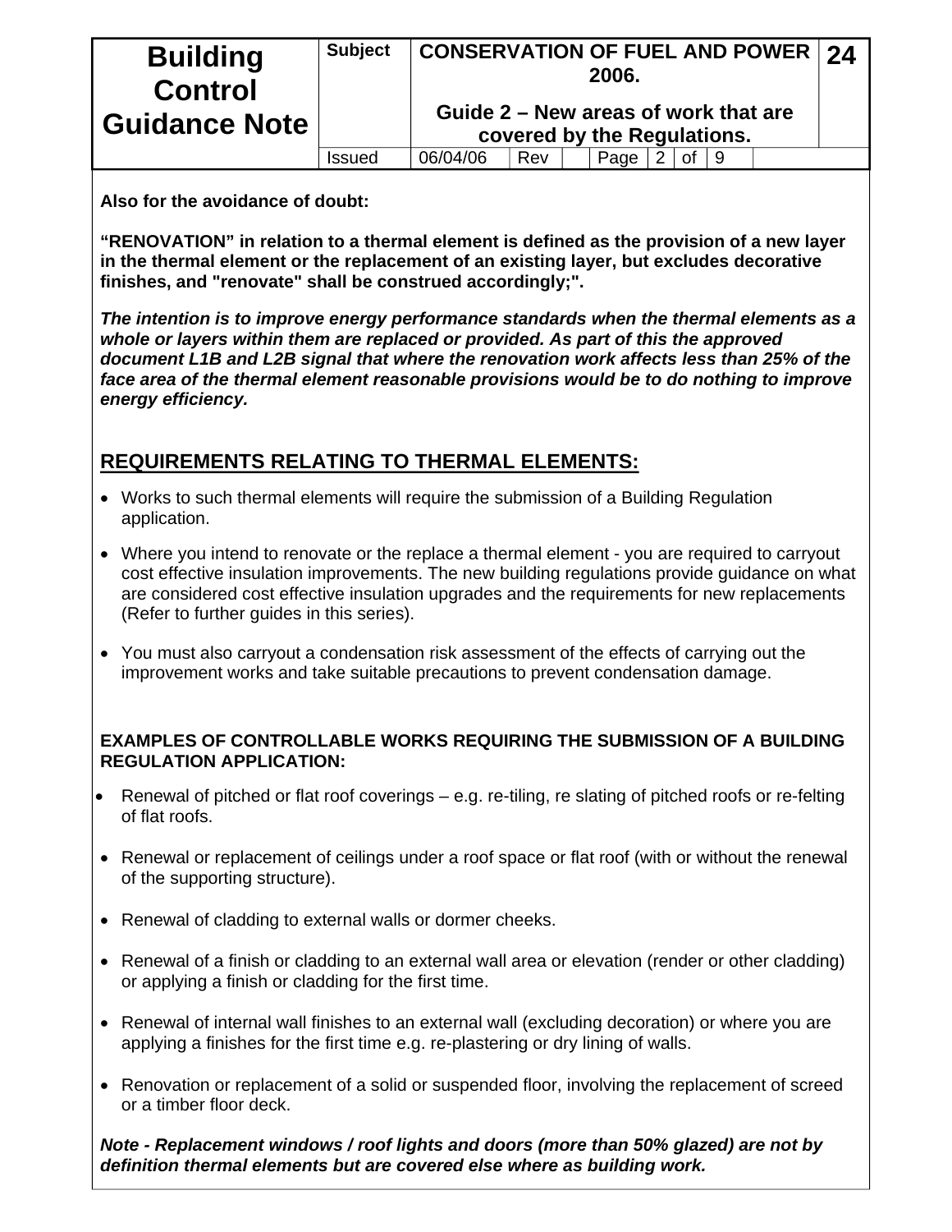**Also for the avoidance of doubt:**

**"RENOVATION" in relation to a thermal element is defined as the provision of a new layer in the thermal element or the replacement of an existing layer, but excludes decorative finishes, and "renovate" shall be construed accordingly;".**

***The intention is to improve energy performance standards when the thermal elements as a whole or layers within them are replaced or provided. As part of this the approved document L1B and L2B signal that where the renovation work affects less than 25% of the face area of the thermal element reasonable provisions would be to do nothing to improve energy efficiency.***

## REQUIREMENTS RELATING TO THERMAL ELEMENTS:

- Works to such thermal elements will require the submission of a Building Regulation application.
- Where you intend to renovate or the replace a thermal element - you are required to carryout cost effective insulation improvements. The new building regulations provide guidance on what are considered cost effective insulation upgrades and the requirements for new replacements (Refer to further guides in this series).
- You must also carryout a condensation risk assessment of the effects of carrying out the improvement works and take suitable precautions to prevent condensation damage.

**EXAMPLES OF CONTROLLABLE WORKS REQUIRING THE SUBMISSION OF A BUILDING REGULATION APPLICATION:**

- Renewal of pitched or flat roof coverings – e.g. re-tiling, re slating of pitched roofs or re-felting of flat roofs.
- Renewal or replacement of ceilings under a roof space or flat roof (with or without the renewal of the supporting structure).
- Renewal of cladding to external walls or dormer cheeks.
- Renewal of a finish or cladding to an external wall area or elevation (render or other cladding) or applying a finish or cladding for the first time.
- Renewal of internal wall finishes to an external wall (excluding decoration) or where you are applying a finishes for the first time e.g. re-plastering or dry lining of walls.
- Renovation or replacement of a solid or suspended floor, involving the replacement of screed or a timber floor deck.

***Note - Replacement windows / roof lights and doors (more than 50% glazed) are not by definition thermal elements but are covered else where as building work.***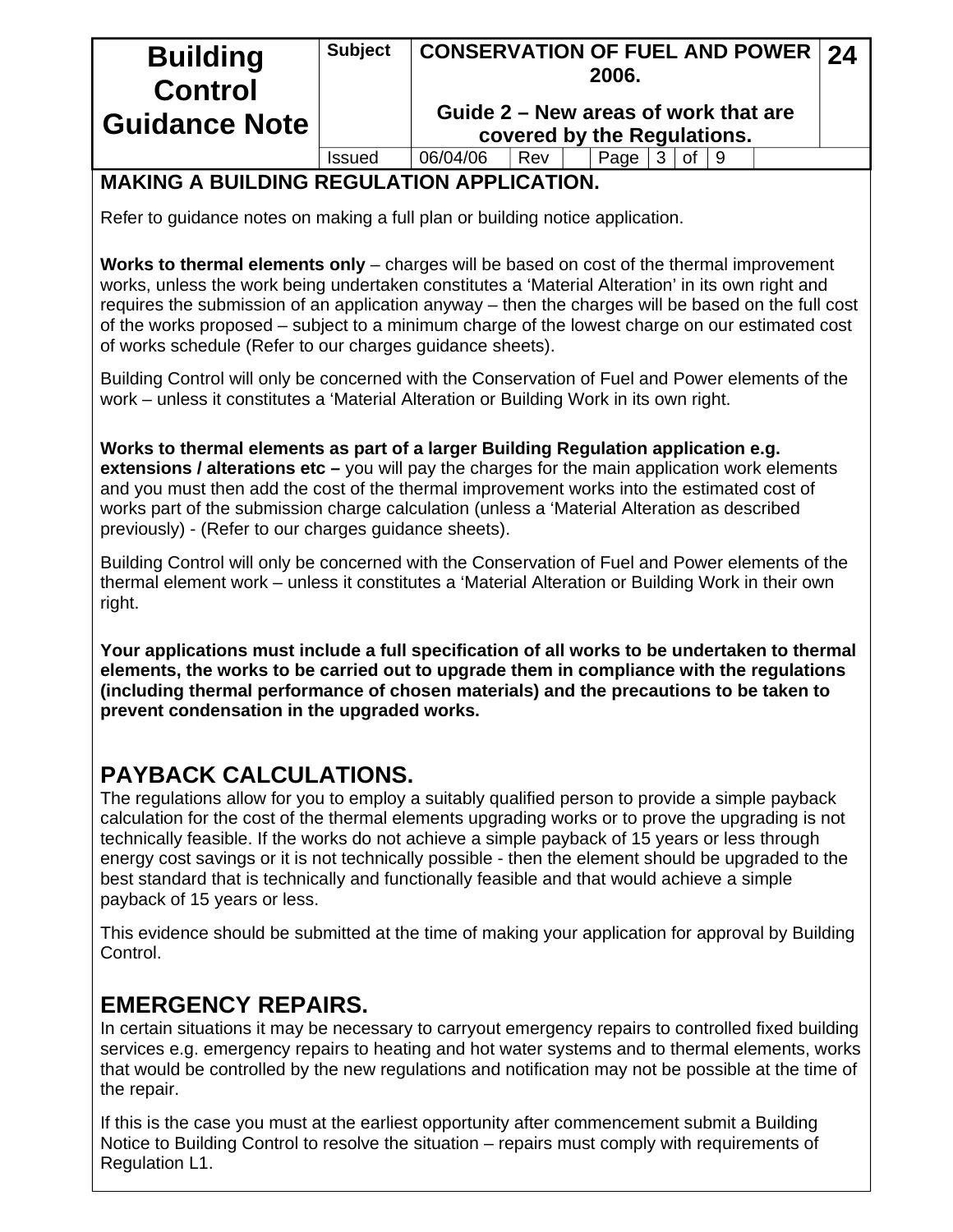## MAKING A BUILDING REGULATION APPLICATION.

Refer to guidance notes on making a full plan or building notice application.

**Works to thermal elements only** – charges will be based on cost of the thermal improvement works, unless the work being undertaken constitutes a 'Material Alteration' in its own right and requires the submission of an application anyway – then the charges will be based on the full cost of the works proposed – subject to a minimum charge of the lowest charge on our estimated cost of works schedule (Refer to our charges guidance sheets).

Building Control will only be concerned with the Conservation of Fuel and Power elements of the work – unless it constitutes a 'Material Alteration or Building Work in its own right.

**Works to thermal elements as part of a larger Building Regulation application e.g. extensions / alterations etc –** you will pay the charges for the main application work elements and you must then add the cost of the thermal improvement works into the estimated cost of works part of the submission charge calculation (unless a 'Material Alteration as described previously) - (Refer to our charges guidance sheets).

Building Control will only be concerned with the Conservation of Fuel and Power elements of the thermal element work – unless it constitutes a 'Material Alteration or Building Work in their own right.

**Your applications must include a full specification of all works to be undertaken to thermal elements, the works to be carried out to upgrade them in compliance with the regulations (including thermal performance of chosen materials) and the precautions to be taken to prevent condensation in the upgraded works.**

## PAYBACK CALCULATIONS.

The regulations allow for you to employ a suitably qualified person to provide a simple payback calculation for the cost of the thermal elements upgrading works or to prove the upgrading is not technically feasible. If the works do not achieve a simple payback of 15 years or less through energy cost savings or it is not technically possible - then the element should be upgraded to the best standard that is technically and functionally feasible and that would achieve a simple payback of 15 years or less.

This evidence should be submitted at the time of making your application for approval by Building Control.

## EMERGENCY REPAIRS.

In certain situations it may be necessary to carryout emergency repairs to controlled fixed building services e.g. emergency repairs to heating and hot water systems and to thermal elements, works that would be controlled by the new regulations and notification may not be possible at the time of the repair.

If this is the case you must at the earliest opportunity after commencement submit a Building Notice to Building Control to resolve the situation – repairs must comply with requirements of Regulation L1.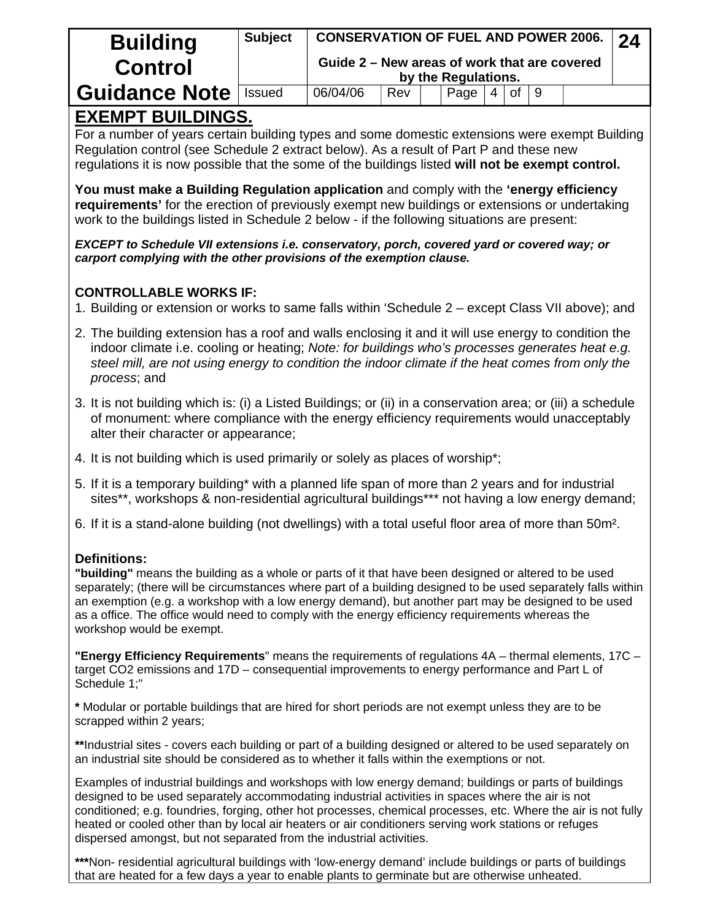## EXEMPT BUILDINGS.

For a number of years certain building types and some domestic extensions were exempt Building Regulation control (see Schedule 2 extract below). As a result of Part P and these new regulations it is now possible that the some of the buildings listed **will not be exempt control.**

**You must make a Building Regulation application** and comply with the **'energy efficiency requirements'** for the erection of previously exempt new buildings or extensions or undertaking work to the buildings listed in Schedule 2 below - if the following situations are present:

***EXCEPT to Schedule VII extensions i.e. conservatory, porch, covered yard or covered way; or carport complying with the other provisions of the exemption clause.***

**CONTROLLABLE WORKS IF:**

1. Building or extension or works to same falls within 'Schedule 2 – except Class VII above); and
2. The building extension has a roof and walls enclosing it and it will use energy to condition the indoor climate i.e. cooling or heating; *Note: for buildings who's processes generates heat e.g. steel mill, are not using energy to condition the indoor climate if the heat comes from only the process*; and
3. It is not building which is: (i) a Listed Buildings; or (ii) in a conservation area; or (iii) a schedule of monument: where compliance with the energy efficiency requirements would unacceptably alter their character or appearance;
4. It is not building which is used primarily or solely as places of worship*;
5. If it is a temporary building* with a planned life span of more than 2 years and for industrial sites**, workshops & non-residential agricultural buildings*** not having a low energy demand;
6. If it is a stand-alone building (not dwellings) with a total useful floor area of more than 50m².

**Definitions:**

**"building"** means the building as a whole or parts of it that have been designed or altered to be used separately; (there will be circumstances where part of a building designed to be used separately falls within an exemption (e.g. a workshop with a low energy demand), but another part may be designed to be used as a office. The office would need to comply with the energy efficiency requirements whereas the workshop would be exempt.

**"Energy Efficiency Requirements**" means the requirements of regulations 4A – thermal elements, 17C – target CO2 emissions and 17D – consequential improvements to energy performance and Part L of Schedule 1;"

**\*** Modular or portable buildings that are hired for short periods are not exempt unless they are to be scrapped within 2 years;

**\*\***Industrial sites - covers each building or part of a building designed or altered to be used separately on an industrial site should be considered as to whether it falls within the exemptions or not.

Examples of industrial buildings and workshops with low energy demand; buildings or parts of buildings designed to be used separately accommodating industrial activities in spaces where the air is not conditioned; e.g. foundries, forging, other hot processes, chemical processes, etc. Where the air is not fully heated or cooled other than by local air heaters or air conditioners serving work stations or refuges dispersed amongst, but not separated from the industrial activities.

**\*\*\***Non- residential agricultural buildings with 'low-energy demand' include buildings or parts of buildings that are heated for a few days a year to enable plants to germinate but are otherwise unheated.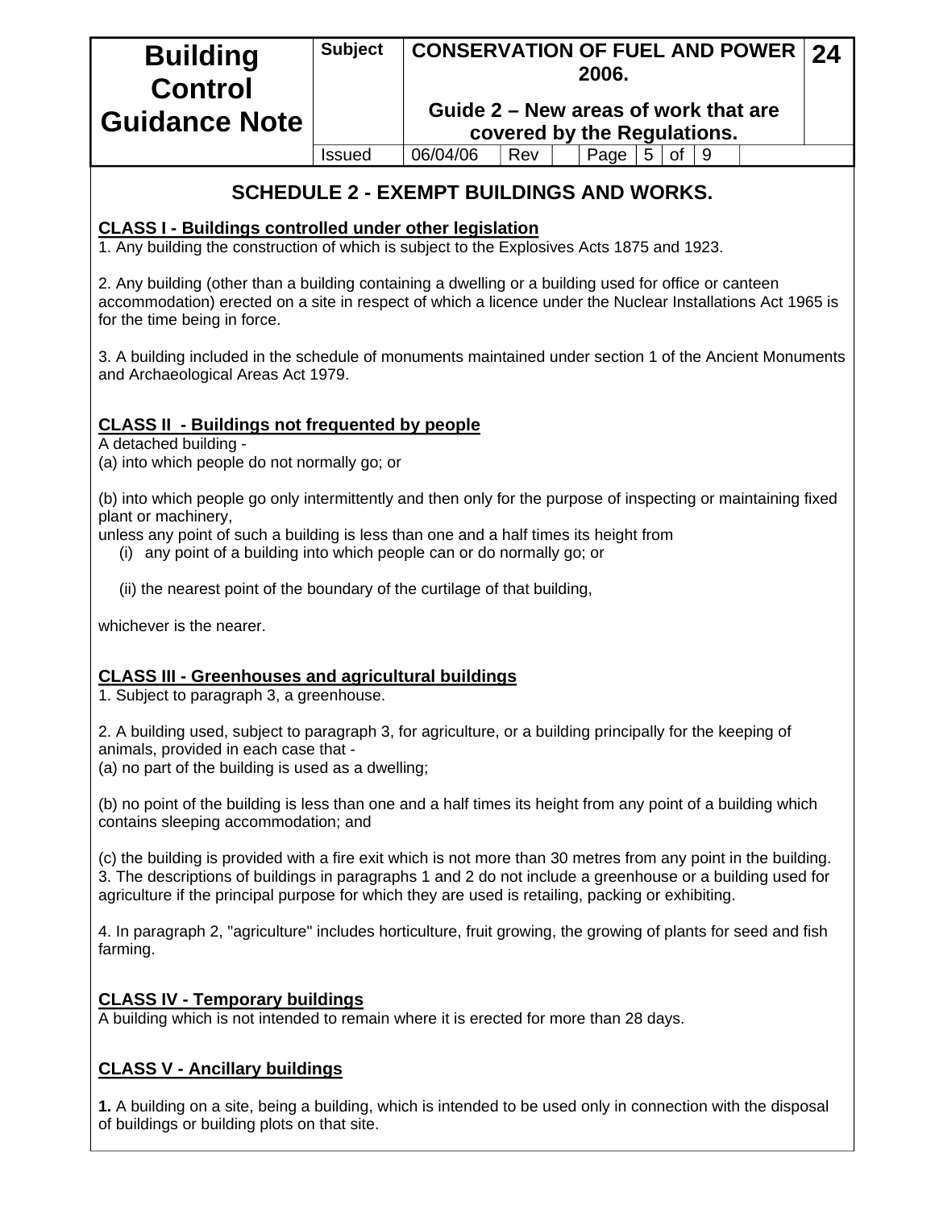## SCHEDULE 2 - EXEMPT BUILDINGS AND WORKS.

**CLASS I - Buildings controlled under other legislation**

1. Any building the construction of which is subject to the Explosives Acts 1875 and 1923.

2. Any building (other than a building containing a dwelling or a building used for office or canteen accommodation) erected on a site in respect of which a licence under the Nuclear Installations Act 1965 is for the time being in force.

3. A building included in the schedule of monuments maintained under section 1 of the Ancient Monuments and Archaeological Areas Act 1979.

**CLASS II - Buildings not frequented by people**

A detached building -

(a) into which people do not normally go; or

(b) into which people go only intermittently and then only for the purpose of inspecting or maintaining fixed plant or machinery,

unless any point of such a building is less than one and a half times its height from

(i) any point of a building into which people can or do normally go; or

(ii) the nearest point of the boundary of the curtilage of that building,

whichever is the nearer.

**CLASS III - Greenhouses and agricultural buildings**

1. Subject to paragraph 3, a greenhouse.

2. A building used, subject to paragraph 3, for agriculture, or a building principally for the keeping of animals, provided in each case that -

(a) no part of the building is used as a dwelling;

(b) no point of the building is less than one and a half times its height from any point of a building which contains sleeping accommodation; and

(c) the building is provided with a fire exit which is not more than 30 metres from any point in the building.

3. The descriptions of buildings in paragraphs 1 and 2 do not include a greenhouse or a building used for agriculture if the principal purpose for which they are used is retailing, packing or exhibiting.

4. In paragraph 2, "agriculture" includes horticulture, fruit growing, the growing of plants for seed and fish farming.

**CLASS IV - Temporary buildings**

A building which is not intended to remain where it is erected for more than 28 days.

**CLASS V - Ancillary buildings**

**1.** A building on a site, being a building, which is intended to be used only in connection with the disposal of buildings or building plots on that site.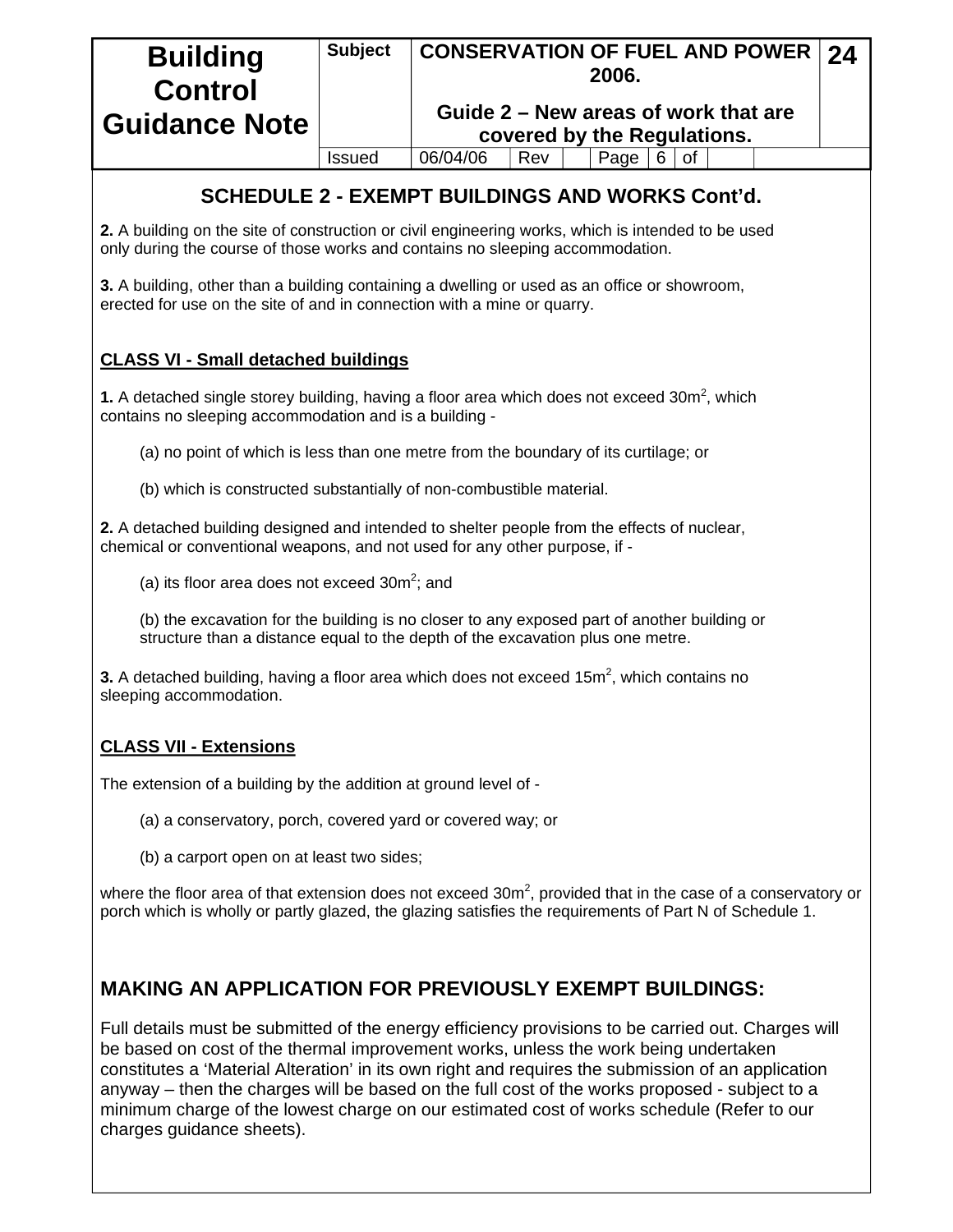## SCHEDULE 2 - EXEMPT BUILDINGS AND WORKS Cont'd.

**2.** A building on the site of construction or civil engineering works, which is intended to be used only during the course of those works and contains no sleeping accommodation.

**3.** A building, other than a building containing a dwelling or used as an office or showroom, erected for use on the site of and in connection with a mine or quarry.

### CLASS VI - Small detached buildings

**1.** A detached single storey building, having a floor area which does not exceed 30m$^2$, which contains no sleeping accommodation and is a building -

(a) no point of which is less than one metre from the boundary of its curtilage; or

(b) which is constructed substantially of non-combustible material.

**2.** A detached building designed and intended to shelter people from the effects of nuclear, chemical or conventional weapons, and not used for any other purpose, if -

(a) its floor area does not exceed 30m$^2$; and

(b) the excavation for the building is no closer to any exposed part of another building or structure than a distance equal to the depth of the excavation plus one metre.

**3.** A detached building, having a floor area which does not exceed 15m$^2$, which contains no sleeping accommodation.

### CLASS VII - Extensions

The extension of a building by the addition at ground level of -

(a) a conservatory, porch, covered yard or covered way; or

(b) a carport open on at least two sides;

where the floor area of that extension does not exceed 30m$^2$, provided that in the case of a conservatory or porch which is wholly or partly glazed, the glazing satisfies the requirements of Part N of Schedule 1.

## MAKING AN APPLICATION FOR PREVIOUSLY EXEMPT BUILDINGS:

Full details must be submitted of the energy efficiency provisions to be carried out. Charges will be based on cost of the thermal improvement works, unless the work being undertaken constitutes a 'Material Alteration' in its own right and requires the submission of an application anyway – then the charges will be based on the full cost of the works proposed - subject to a minimum charge of the lowest charge on our estimated cost of works schedule (Refer to our charges guidance sheets).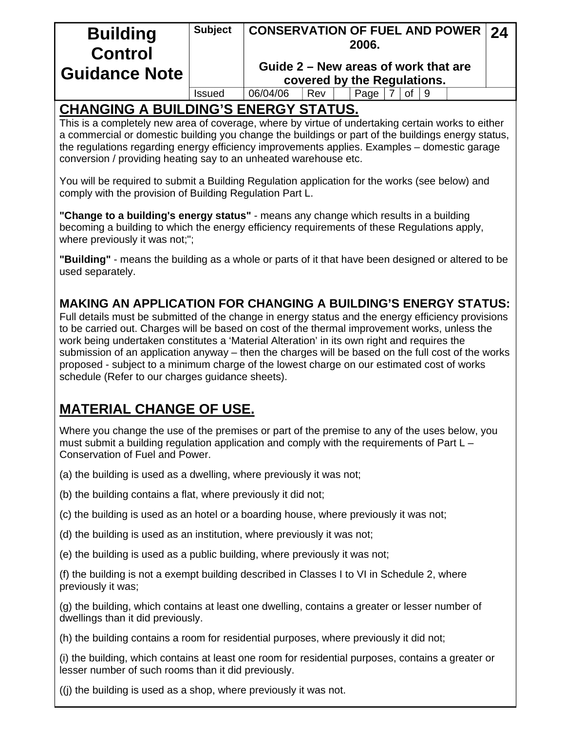## CHANGING A BUILDING'S ENERGY STATUS.

This is a completely new area of coverage, where by virtue of undertaking certain works to either a commercial or domestic building you change the buildings or part of the buildings energy status, the regulations regarding energy efficiency improvements applies. Examples – domestic garage conversion / providing heating say to an unheated warehouse etc.

You will be required to submit a Building Regulation application for the works (see below) and comply with the provision of Building Regulation Part L.

**"Change to a building's energy status"** - means any change which results in a building becoming a building to which the energy efficiency requirements of these Regulations apply, where previously it was not;";

**"Building"** - means the building as a whole or parts of it that have been designed or altered to be used separately.

### MAKING AN APPLICATION FOR CHANGING A BUILDING'S ENERGY STATUS:

Full details must be submitted of the change in energy status and the energy efficiency provisions to be carried out. Charges will be based on cost of the thermal improvement works, unless the work being undertaken constitutes a 'Material Alteration' in its own right and requires the submission of an application anyway – then the charges will be based on the full cost of the works proposed - subject to a minimum charge of the lowest charge on our estimated cost of works schedule (Refer to our charges guidance sheets).

## MATERIAL CHANGE OF USE.

Where you change the use of the premises or part of the premise to any of the uses below, you must submit a building regulation application and comply with the requirements of Part L – Conservation of Fuel and Power.

(a) the building is used as a dwelling, where previously it was not;

(b) the building contains a flat, where previously it did not;

(c) the building is used as an hotel or a boarding house, where previously it was not;

(d) the building is used as an institution, where previously it was not;

(e) the building is used as a public building, where previously it was not;

(f) the building is not a exempt building described in Classes I to VI in Schedule 2, where previously it was;

(g) the building, which contains at least one dwelling, contains a greater or lesser number of dwellings than it did previously.

(h) the building contains a room for residential purposes, where previously it did not;

(i) the building, which contains at least one room for residential purposes, contains a greater or lesser number of such rooms than it did previously.

((j) the building is used as a shop, where previously it was not.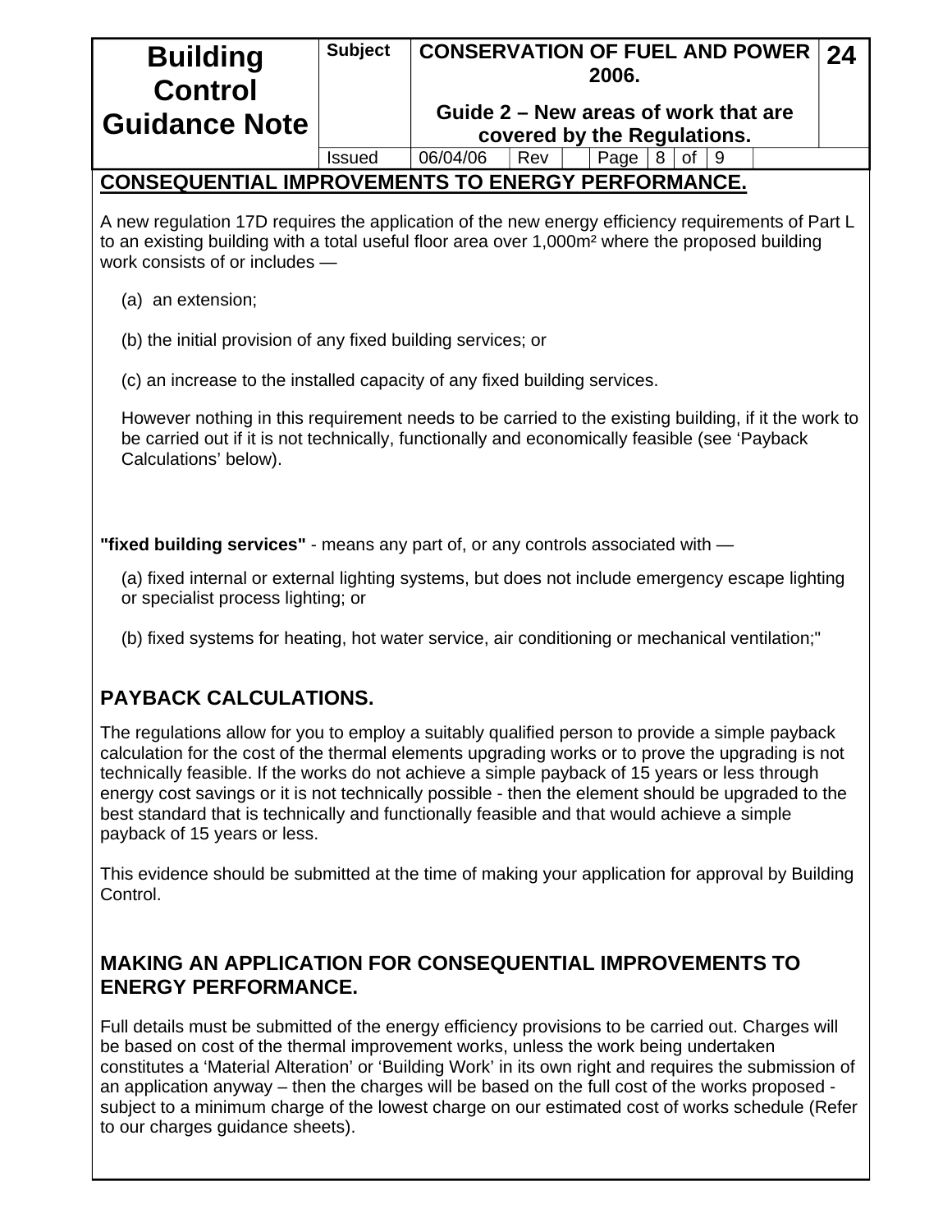## CONSEQUENTIAL IMPROVEMENTS TO ENERGY PERFORMANCE.

A new regulation 17D requires the application of the new energy efficiency requirements of Part L to an existing building with a total useful floor area over 1,000m² where the proposed building work consists of or includes —

(a) an extension;

(b) the initial provision of any fixed building services; or

(c) an increase to the installed capacity of any fixed building services.

However nothing in this requirement needs to be carried to the existing building, if it the work to be carried out if it is not technically, functionally and economically feasible (see 'Payback Calculations' below).

**"fixed building services"** - means any part of, or any controls associated with —

(a) fixed internal or external lighting systems, but does not include emergency escape lighting or specialist process lighting; or

(b) fixed systems for heating, hot water service, air conditioning or mechanical ventilation;"

## PAYBACK CALCULATIONS.

The regulations allow for you to employ a suitably qualified person to provide a simple payback calculation for the cost of the thermal elements upgrading works or to prove the upgrading is not technically feasible. If the works do not achieve a simple payback of 15 years or less through energy cost savings or it is not technically possible - then the element should be upgraded to the best standard that is technically and functionally feasible and that would achieve a simple payback of 15 years or less.

This evidence should be submitted at the time of making your application for approval by Building Control.

## MAKING AN APPLICATION FOR CONSEQUENTIAL IMPROVEMENTS TO ENERGY PERFORMANCE.

Full details must be submitted of the energy efficiency provisions to be carried out. Charges will be based on cost of the thermal improvement works, unless the work being undertaken constitutes a 'Material Alteration' or 'Building Work' in its own right and requires the submission of an application anyway – then the charges will be based on the full cost of the works proposed - subject to a minimum charge of the lowest charge on our estimated cost of works schedule (Refer to our charges guidance sheets).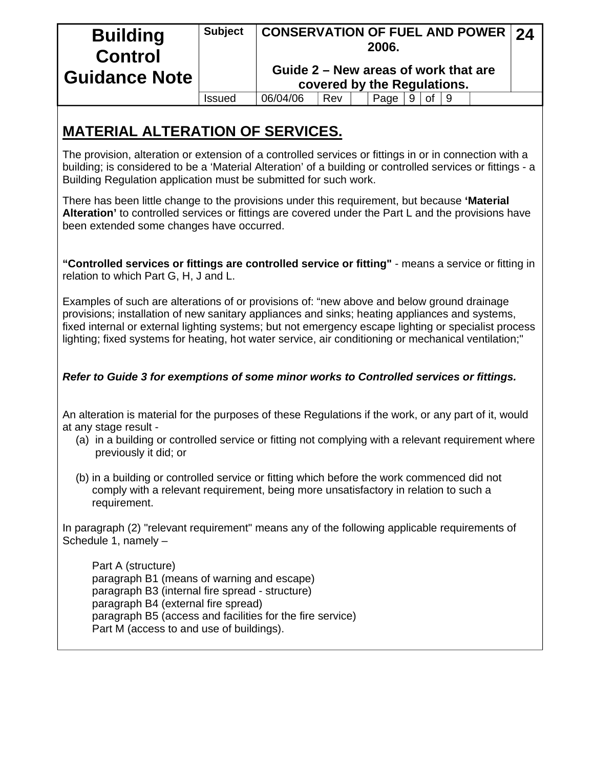## MATERIAL ALTERATION OF SERVICES.

The provision, alteration or extension of a controlled services or fittings in or in connection with a building; is considered to be a 'Material Alteration' of a building or controlled services or fittings - a Building Regulation application must be submitted for such work.

There has been little change to the provisions under this requirement, but because **'Material Alteration'** to controlled services or fittings are covered under the Part L and the provisions have been extended some changes have occurred.

**"Controlled services or fittings are controlled service or fitting"** - means a service or fitting in relation to which Part G, H, J and L.

Examples of such are alterations of or provisions of: "new above and below ground drainage provisions; installation of new sanitary appliances and sinks; heating appliances and systems, fixed internal or external lighting systems; but not emergency escape lighting or specialist process lighting; fixed systems for heating, hot water service, air conditioning or mechanical ventilation;"

***Refer to Guide 3 for exemptions of some minor works to Controlled services or fittings.***

An alteration is material for the purposes of these Regulations if the work, or any part of it, would at any stage result -

(a) in a building or controlled service or fitting not complying with a relevant requirement where previously it did; or

(b) in a building or controlled service or fitting which before the work commenced did not comply with a relevant requirement, being more unsatisfactory in relation to such a requirement.

In paragraph (2) "relevant requirement" means any of the following applicable requirements of Schedule 1, namely –

Part A (structure)
paragraph B1 (means of warning and escape)
paragraph B3 (internal fire spread - structure)
paragraph B4 (external fire spread)
paragraph B5 (access and facilities for the fire service)
Part M (access to and use of buildings).